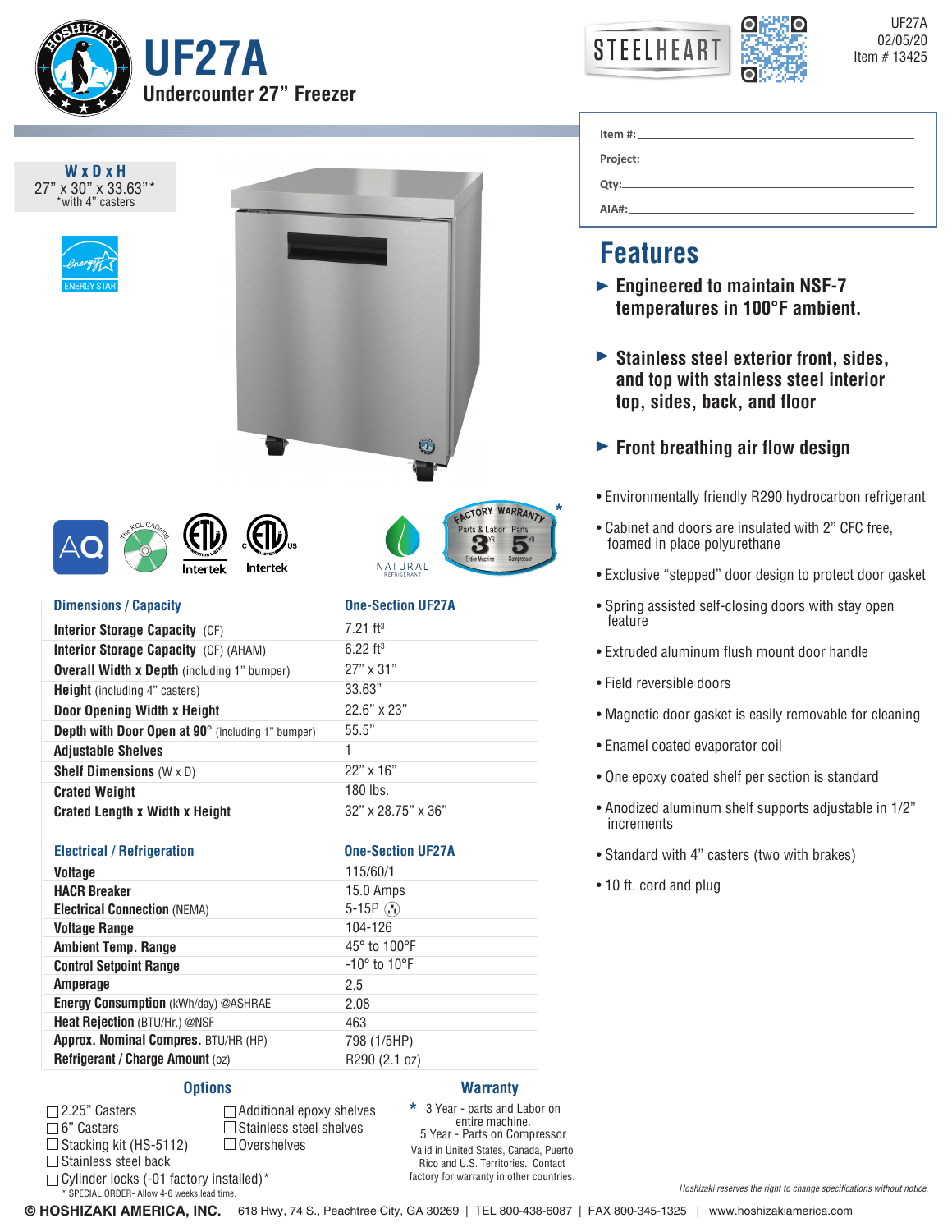# UF27A

## Undercounter 27" Freezer

UF27A
02/05/20
Item # 13425

**W x D x H**
27" x 30" x 33.63"*
*with 4" casters

Item #: ______________________
Project: ______________________
Qty: ______________________
AIA#: ______________________

## Features

- **Engineered to maintain NSF-7 temperatures in 100°F ambient.**
- **Stainless steel exterior front, sides, and top with stainless steel interior top, sides, back, and floor**
- **Front breathing air flow design**

- Environmentally friendly R290 hydrocarbon refrigerant
- Cabinet and doors are insulated with 2" CFC free, foamed in place polyurethane
- Exclusive "stepped" door design to protect door gasket
- Spring assisted self-closing doors with stay open feature
- Extruded aluminum flush mount door handle
- Field reversible doors
- Magnetic door gasket is easily removable for cleaning
- Enamel coated evaporator coil
- One epoxy coated shelf per section is standard
- Anodized aluminum shelf supports adjustable in 1/2" increments
- Standard with 4" casters (two with brakes)
- 10 ft. cord and plug

| Dimensions / Capacity | One-Section UF27A |
|---|---|
| **Interior Storage Capacity** (CF) | 7.21 ft³ |
| **Interior Storage Capacity** (CF) (AHAM) | 6.22 ft³ |
| **Overall Width x Depth** (including 1" bumper) | 27" x 31" |
| **Height** (including 4" casters) | 33.63" |
| **Door Opening Width x Height** | 22.6" x 23" |
| **Depth with Door Open at 90°** (including 1" bumper) | 55.5" |
| **Adjustable Shelves** | 1 |
| **Shelf Dimensions** (W x D) | 22" x 16" |
| **Crated Weight** | 180 lbs. |
| **Crated Length x Width x Height** | 32" x 28.75" x 36" |

| Electrical / Refrigeration | One-Section UF27A |
|---|---|
| **Voltage** | 115/60/1 |
| **HACR Breaker** | 15.0 Amps |
| **Electrical Connection** (NEMA) | 5-15P |
| **Voltage Range** | 104-126 |
| **Ambient Temp. Range** | 45° to 100°F |
| **Control Setpoint Range** | -10° to 10°F |
| **Amperage** | 2.5 |
| **Energy Consumption** (kWh/day) @ASHRAE | 2.08 |
| **Heat Rejection** (BTU/Hr.) @NSF | 463 |
| **Approx. Nominal Compres.** BTU/HR (HP) | 798 (1/5HP) |
| **Refrigerant / Charge Amount** (oz) | R290 (2.1 oz) |

### Options

- ☐ 2.25" Casters
- ☐ 6" Casters
- ☐ Stacking kit (HS-5112)
- ☐ Stainless steel back
- ☐ Cylinder locks (-01 factory installed)*
- ☐ Additional epoxy shelves
- ☐ Stainless steel shelves
- ☐ Overshelves

\* SPECIAL ORDER- Allow 4-6 weeks lead time.

### Warranty

\* 3 Year - parts and Labor on entire machine.
5 Year - Parts on Compressor
Valid in United States, Canada, Puerto Rico and U.S. Territories. Contact factory for warranty in other countries.

*Hoshizaki reserves the right to change specifications without notice.*

© HOSHIZAKI AMERICA, INC. 618 Hwy, 74 S., Peachtree City, GA 30269 | TEL 800-438-6087 | FAX 800-345-1325 | www.hoshizakiamerica.com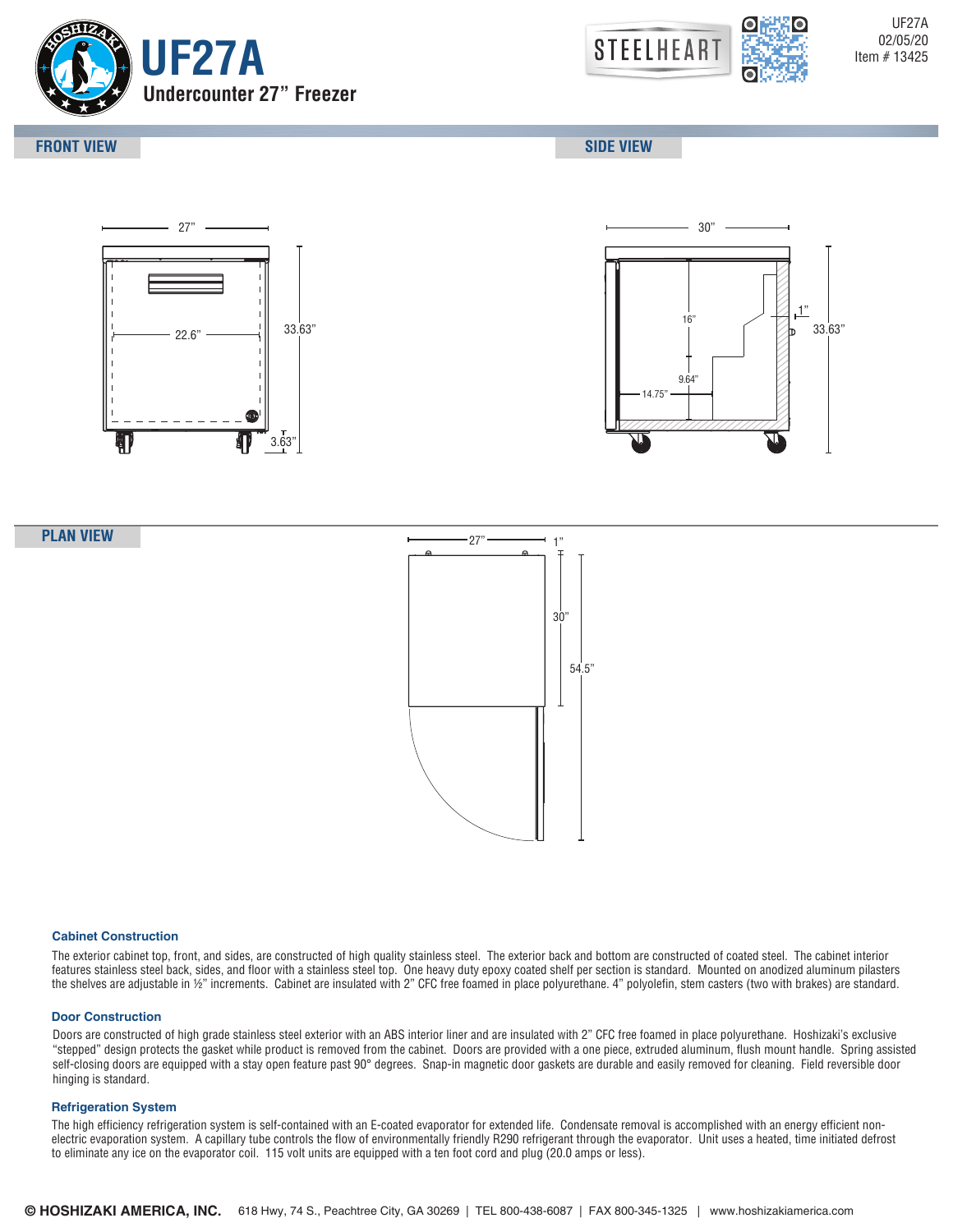# UF27A

## Undercounter 27” Freezer

UF27A
02/05/20
Item # 13425

## FRONT VIEW

27”
22.6”
33.63”
3.63”

## SIDE VIEW

30”
16”
9.64”
14.75”
1”
33.63”

## PLAN VIEW

27”
1”
30”
54.5”

### Cabinet Construction

The exterior cabinet top, front, and sides, are constructed of high quality stainless steel. The exterior back and bottom are constructed of coated steel. The cabinet interior features stainless steel back, sides, and floor with a stainless steel top. One heavy duty epoxy coated shelf per section is standard. Mounted on anodized aluminum pilasters the shelves are adjustable in ½” increments. Cabinet are insulated with 2” CFC free foamed in place polyurethane. 4” polyolefin, stem casters (two with brakes) are standard.

### Door Construction

Doors are constructed of high grade stainless steel exterior with an ABS interior liner and are insulated with 2” CFC free foamed in place polyurethane. Hoshizaki’s exclusive “stepped” design protects the gasket while product is removed from the cabinet. Doors are provided with a one piece, extruded aluminum, flush mount handle. Spring assisted self-closing doors are equipped with a stay open feature past 90° degrees. Snap-in magnetic door gaskets are durable and easily removed for cleaning. Field reversible door hinging is standard.

### Refrigeration System

The high efficiency refrigeration system is self-contained with an E-coated evaporator for extended life. Condensate removal is accomplished with an energy efficient non-electric evaporation system. A capillary tube controls the flow of environmentally friendly R290 refrigerant through the evaporator. Unit uses a heated, time initiated defrost to eliminate any ice on the evaporator coil. 115 volt units are equipped with a ten foot cord and plug (20.0 amps or less).

**© HOSHIZAKI AMERICA, INC.** 618 Hwy, 74 S., Peachtree City, GA 30269 | TEL 800-438-6087 | FAX 800-345-1325 | www.hoshizakiamerica.com